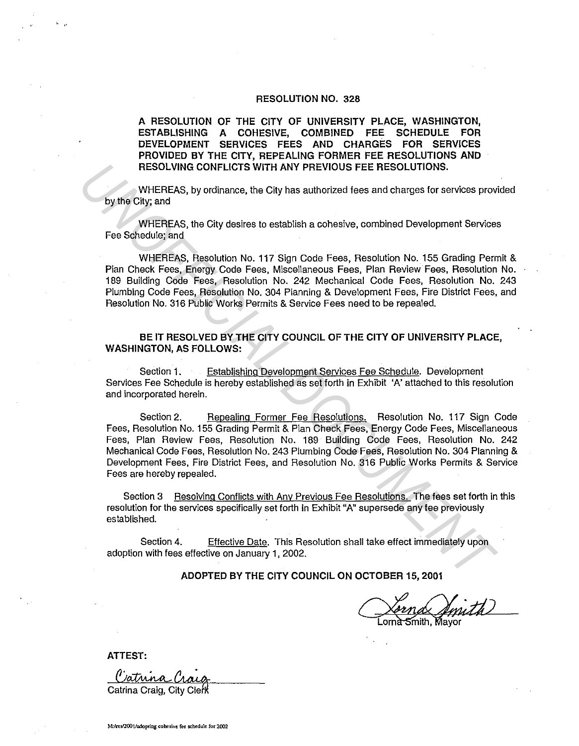# RESOLUTION NO. 328

**A RESOLUTION OF THE CITY OF UNIVERSITY PLACE, WASHINGTON, ESTABLISHING A COHESIVE, COMBINED FEE SCHEDULE FOR DEVELOPMENT SERVICES FEES AND CHARGES FOR SERVICES PROVIDED BY THE CITY, REPEALING FORMER FEE RESOLUTIONS AND RESOLVING CONFLICTS WITH ANY PREVIOUS FEE RESOLUTIONS.**

WHEREAS, by ordinance, the City has authorized fees and charges for services provided by the City; and

WHEREAS, the City desires to establish a cohesive, combined Development Services Fee Schedule; and

WHEREAS, Resolution No. 117 Sign Code Fees, Resolution No. 155 Grading Permit & Plan Check Fees, Energy Code Fees, Miscellaneous Fees, Plan Review Fees, Resolution No. 189 Building Code Fees, Resolution No. 242 Mechanical Code Fees, Resolution No. 243 Plumbing Code Fees, Resolution No. 304 Planning & Development Fees, Fire District Fees, and Resolution No. 316 Public Works Permits & Service Fees need to be repealed.

**BE IT RESOLVED BY THE CITY COUNCIL OF THE CITY OF UNIVERSITY PLACE, WASHINGTON, AS FOLLOWS:**

Section 1. Establishing Development Services Fee Schedule. Development Services Fee Schedule is hereby established as set forth in Exhibit 'A' attached to this resolution and incorporated herein.

Section 2. Repealing Former Fee Resolutions. Resolution No. 117 Sign Code Fees, Resolution No. 155 Grading Permit & Plan Check Fees, Energy Code Fees, Miscellaneous Fees, Plan Review Fees, Resolution No. 189 Building Code Fees, Resolution No. 242 Mechanical Code Fees, Resolution No. 243 Plumbing Code Fees, Resolution No. 304 Planning & Development Fees, Fire District Fees, and Resolution No. 316 Public Works Permits & Service Fees are hereby repealed.

Section 3 Resolving Conflicts with Any Previous Fee Resolutions. The fees set forth in this resolution for the services specifically set forth in Exhibit "A" supersede any fee previously established.

Section 4. Effective Date. This Resolution shall take effect immediately upon adoption with fees effective on January 1, 2002.

**ADOPTED BY THE CITY COUNCIL ON OCTOBER 15, 2001**

Lorna Smith, Mayor

**ATTEST:**

Catrina Craig, City Clerk

M:/res/2001/adopting cohesive fee schedule for 2002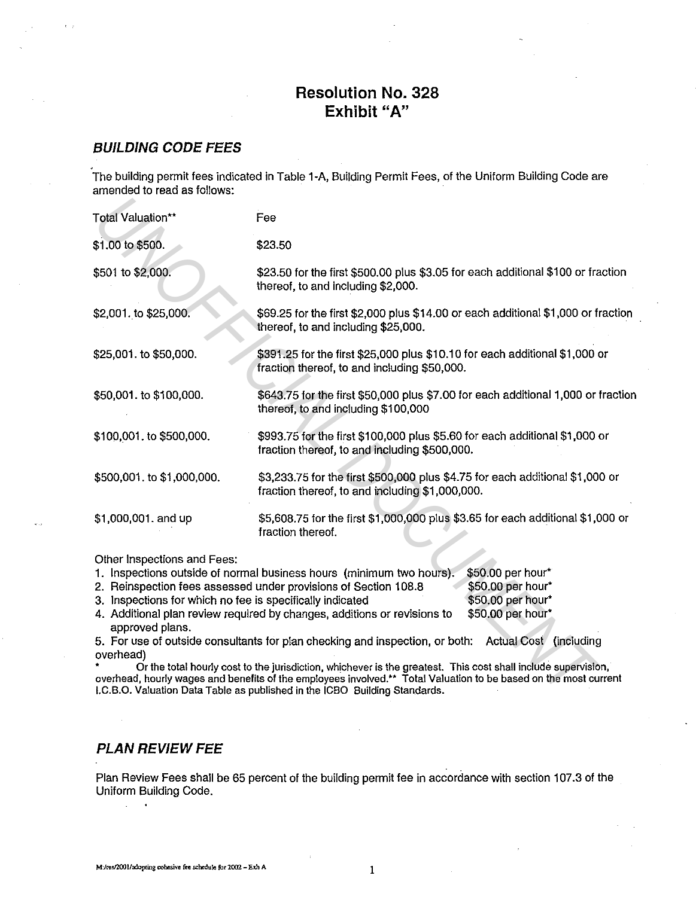# Resolution No. 328
# Exhibit "A"

## *BUILDING CODE FEES*

The building permit fees indicated in Table 1-A, Building Permit Fees, of the Uniform Building Code are amended to read as follows:

| Total Valuation** | Fee |
|---|---|
| $1.00 to $500. | $23.50 |
| $501 to $2,000. | $23.50 for the first $500.00 plus $3.05 for each additional $100 or fraction thereof, to and including $2,000. |
| $2,001. to $25,000. | $69.25 for the first $2,000 plus $14.00 or each additional $1,000 or fraction thereof, to and including $25,000. |
| $25,001. to $50,000. | $391.25 for the first $25,000 plus $10.10 for each additional $1,000 or fraction thereof, to and including $50,000. |
| $50,001. to $100,000. | $643.75 for the first $50,000 plus $7.00 for each additional 1,000 or fraction thereof, to and including $100,000 |
| $100,001. to $500,000. | $993.75 for the first $100,000 plus $5.60 for each additional $1,000 or fraction thereof, to and including $500,000. |
| $500,001. to $1,000,000. | $3,233.75 for the first $500,000 plus $4.75 for each additional $1,000 or fraction thereof, to and including $1,000,000. |
| $1,000,001. and up | $5,608.75 for the first $1,000,000 plus $3.65 for each additional $1,000 or fraction thereof. |

Other Inspections and Fees:

1. Inspections outside of normal business hours (minimum two hours). $50.00 per hour*
2. Reinspection fees assessed under provisions of Section 108.8 $50.00 per hour*
3. Inspections for which no fee is specifically indicated $50.00 per hour*
4. Additional plan review required by changes, additions or revisions to approved plans. $50.00 per hour*
5. For use of outside consultants for plan checking and inspection, or both: Actual Cost (including overhead)

\* Or the total hourly cost to the jurisdiction, whichever is the greatest. This cost shall include supervision, overhead, hourly wages and benefits of the employees involved.** Total Valuation to be based on the most current I.C.B.O. Valuation Data Table as published in the ICBO Building Standards.

## *PLAN REVIEW FEE*

Plan Review Fees shall be 65 percent of the building permit fee in accordance with section 107.3 of the Uniform Building Code.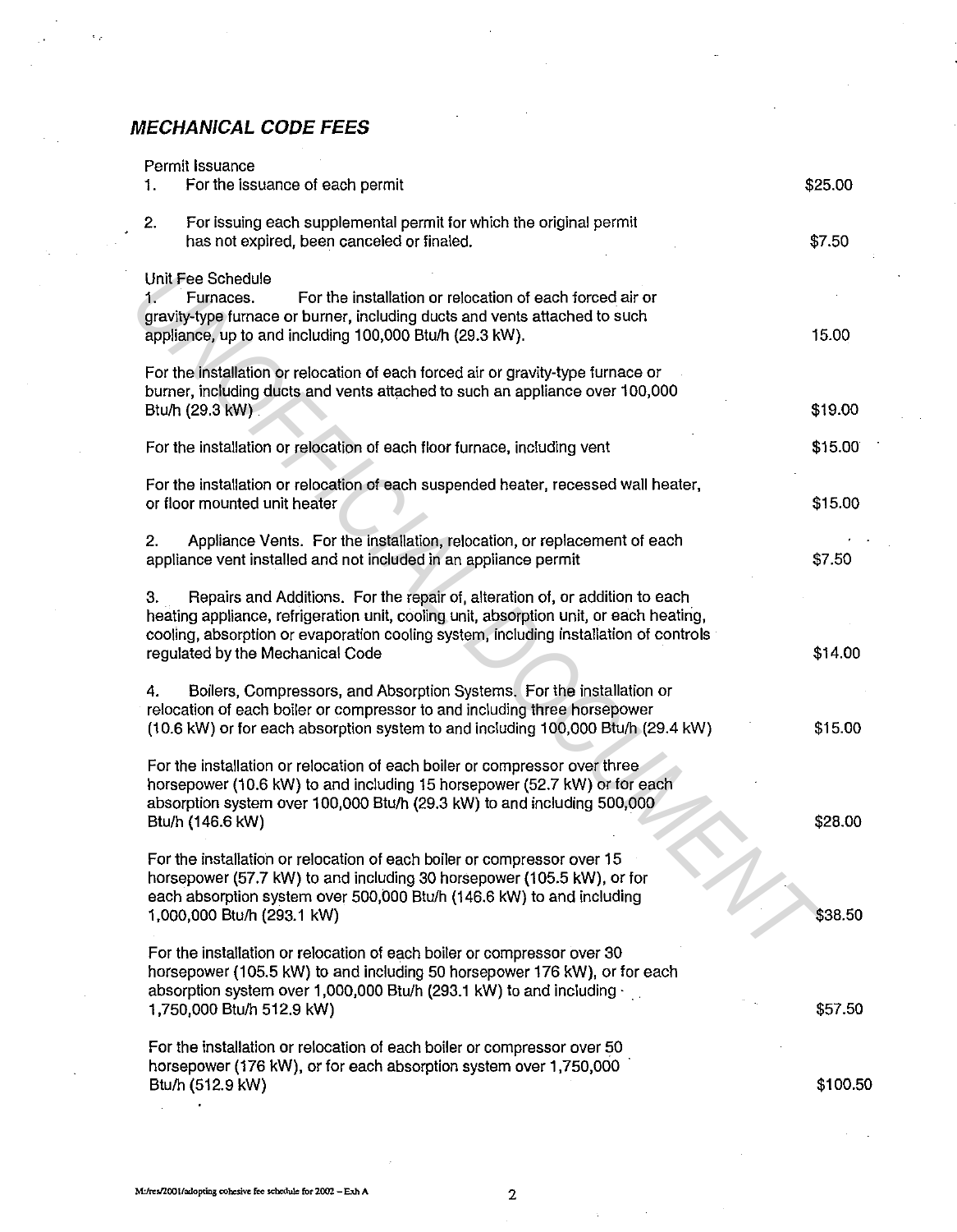## *MECHANICAL CODE FEES*

Permit Issuance

| | |
|---|---|
| 1. For the issuance of each permit | $25.00 |
| 2. For issuing each supplemental permit for which the original permit has not expired, been canceled or finaled. | $7.50 |

Unit Fee Schedule

| | |
|---|---|
| 1. Furnaces. For the installation or relocation of each forced air or gravity-type furnace or burner, including ducts and vents attached to such appliance, up to and including 100,000 Btu/h (29.3 kW). | 15.00 |
| For the installation or relocation of each forced air or gravity-type furnace or burner, including ducts and vents attached to such an appliance over 100,000 Btu/h (29.3 kW) | $19.00 |
| For the installation or relocation of each floor furnace, including vent | $15.00 |
| For the installation or relocation of each suspended heater, recessed wall heater, or floor mounted unit heater | $15.00 |
| 2. Appliance Vents. For the installation, relocation, or replacement of each appliance vent installed and not included in an appliance permit | $7.50 |
| 3. Repairs and Additions. For the repair of, alteration of, or addition to each heating appliance, refrigeration unit, cooling unit, absorption unit, or each heating, cooling, absorption or evaporation cooling system, including installation of controls regulated by the Mechanical Code | $14.00 |
| 4. Boilers, Compressors, and Absorption Systems. For the installation or relocation of each boiler or compressor to and including three horsepower (10.6 kW) or for each absorption system to and including 100,000 Btu/h (29.4 kW) | $15.00 |
| For the installation or relocation of each boiler or compressor over three horsepower (10.6 kW) to and including 15 horsepower (52.7 kW) or for each absorption system over 100,000 Btu/h (29.3 kW) to and including 500,000 Btu/h (146.6 kW) | $28.00 |
| For the installation or relocation of each boiler or compressor over 15 horsepower (57.7 kW) to and including 30 horsepower (105.5 kW), or for each absorption system over 500,000 Btu/h (146.6 kW) to and including 1,000,000 Btu/h (293.1 kW) | $38.50 |
| For the installation or relocation of each boiler or compressor over 30 horsepower (105.5 kW) to and including 50 horsepower 176 kW), or for each absorption system over 1,000,000 Btu/h (293.1 kW) to and including 1,750,000 Btu/h 512.9 kW) | $57.50 |
| For the installation or relocation of each boiler or compressor over 50 horsepower (176 kW), or for each absorption system over 1,750,000 Btu/h (512.9 kW) | $100.50 |

M:/res/2001/adopting cohesive fee schedule for 2002 – Exh A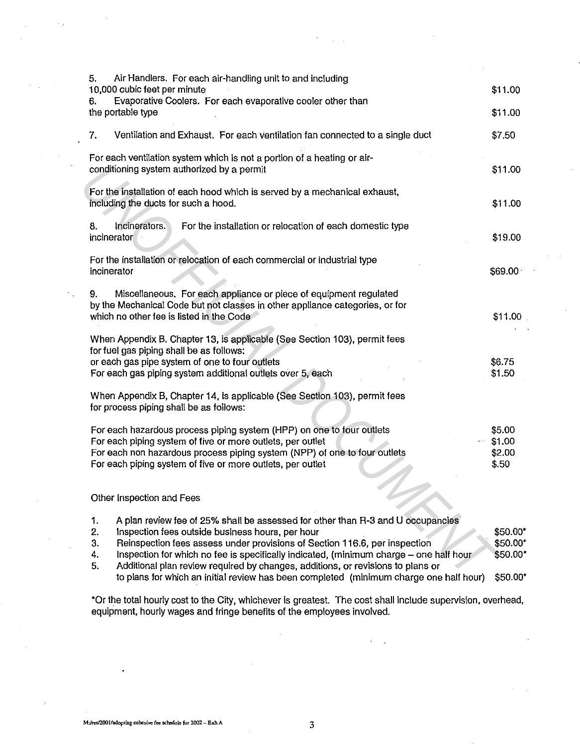| | |
|---|---|
| 5. Air Handlers. For each air-handling unit to and including 10,000 cubic feet per minute | $11.00 |
| 6. Evaporative Coolers. For each evaporative cooler other than the portable type | $11.00 |
| 7. Ventilation and Exhaust. For each ventilation fan connected to a single duct | $7.50 |
| For each ventilation system which is not a portion of a heating or air-conditioning system authorized by a permit | $11.00 |
| For the installation of each hood which is served by a mechanical exhaust, including the ducts for such a hood. | $11.00 |
| 8. Incinerators. For the installation or relocation of each domestic type incinerator | $19.00 |
| For the installation or relocation of each commercial or industrial type incinerator | $69.00 |
| 9. Miscellaneous. For each appliance or piece of equipment regulated by the Mechanical Code but not classes in other appliance categories, or for which no other fee is listed in the Code | $11.00 |
| When Appendix B. Chapter 13, is applicable (See Section 103), permit fees for fuel gas piping shall be as follows: | |
| or each gas pipe system of one to four outlets | $6.75 |
| For each gas piping system additional outlets over 5, each | $1.50 |
| When Appendix B, Chapter 14, is applicable (See Section 103), permit fees for process piping shall be as follows: | |
| For each hazardous process piping system (HPP) on one to four outlets | $5.00 |
| For each piping system of five or more outlets, per outlet | $1.00 |
| For each non hazardous process piping system (NPP) of one to four outlets | $2.00 |
| For each piping system of five or more outlets, per outlet | $.50 |

Other Inspection and Fees

| | | |
|---|---|---|
| 1. | A plan review fee of 25% shall be assessed for other than R-3 and U occupancies | |
| 2. | Inspection fees outside business hours, per hour | $50.00* |
| 3. | Reinspection fees assess under provisions of Section 116.6, per inspection | $50.00* |
| 4. | Inspection for which no fee is specifically indicated, (minimum charge – one half hour | $50.00* |
| 5. | Additional plan review required by changes, additions, or revisions to plans or to plans for which an initial review has been completed (minimum charge one half hour) | $50.00* |

*Or the total hourly cost to the City, whichever is greatest. The cost shall include supervision, overhead, equipment, hourly wages and fringe benefits of the employees involved.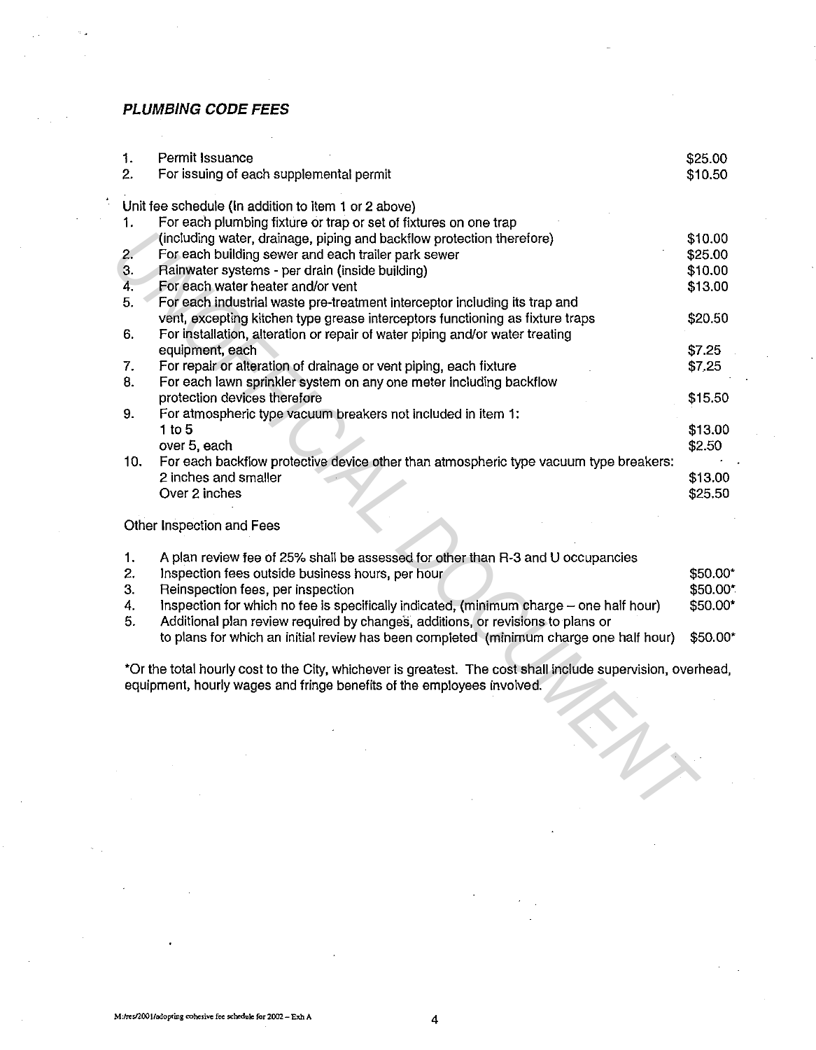### *PLUMBING CODE FEES*

| | | |
|---|---|---|
| 1. | Permit Issuance | $25.00 |
| 2. | For issuing of each supplemental permit | $10.50 |

Unit fee schedule (In addition to item 1 or 2 above)

| | | |
|---|---|---|
| 1. | For each plumbing fixture or trap or set of fixtures on one trap (including water, drainage, piping and backflow protection therefore) | $10.00 |
| 2. | For each building sewer and each trailer park sewer | $25.00 |
| 3. | Rainwater systems - per drain (inside building) | $10.00 |
| 4. | For each water heater and/or vent | $13.00 |
| 5. | For each industrial waste pre-treatment interceptor including its trap and vent, excepting kitchen type grease interceptors functioning as fixture traps | $20.50 |
| 6. | For installation, alteration or repair of water piping and/or water treating equipment, each | $7.25 |
| 7. | For repair or alteration of drainage or vent piping, each fixture | $7.25 |
| 8. | For each lawn sprinkler system on any one meter including backflow protection devices therefore | $15.50 |
| 9. | For atmospheric type vacuum breakers not included in item 1: | |
| | 1 to 5 | $13.00 |
| | over 5, each | $2.50 |
| 10. | For each backflow protective device other than atmospheric type vacuum type breakers: | |
| | 2 inches and smaller | $13.00 |
| | Over 2 inches | $25.50 |

Other Inspection and Fees

| | | |
|---|---|---|
| 1. | A plan review fee of 25% shall be assessed for other than R-3 and U occupancies | |
| 2. | Inspection fees outside business hours, per hour | $50.00* |
| 3. | Reinspection fees, per inspection | $50.00* |
| 4. | Inspection for which no fee is specifically indicated, (minimum charge – one half hour) | $50.00* |
| 5. | Additional plan review required by changes, additions, or revisions to plans or to plans for which an initial review has been completed (minimum charge one half hour) | $50.00* |

*Or the total hourly cost to the City, whichever is greatest. The cost shall include supervision, overhead, equipment, hourly wages and fringe benefits of the employees involved.

M:/res/2001/adopting cohesive fee schedule for 2002 – Exh A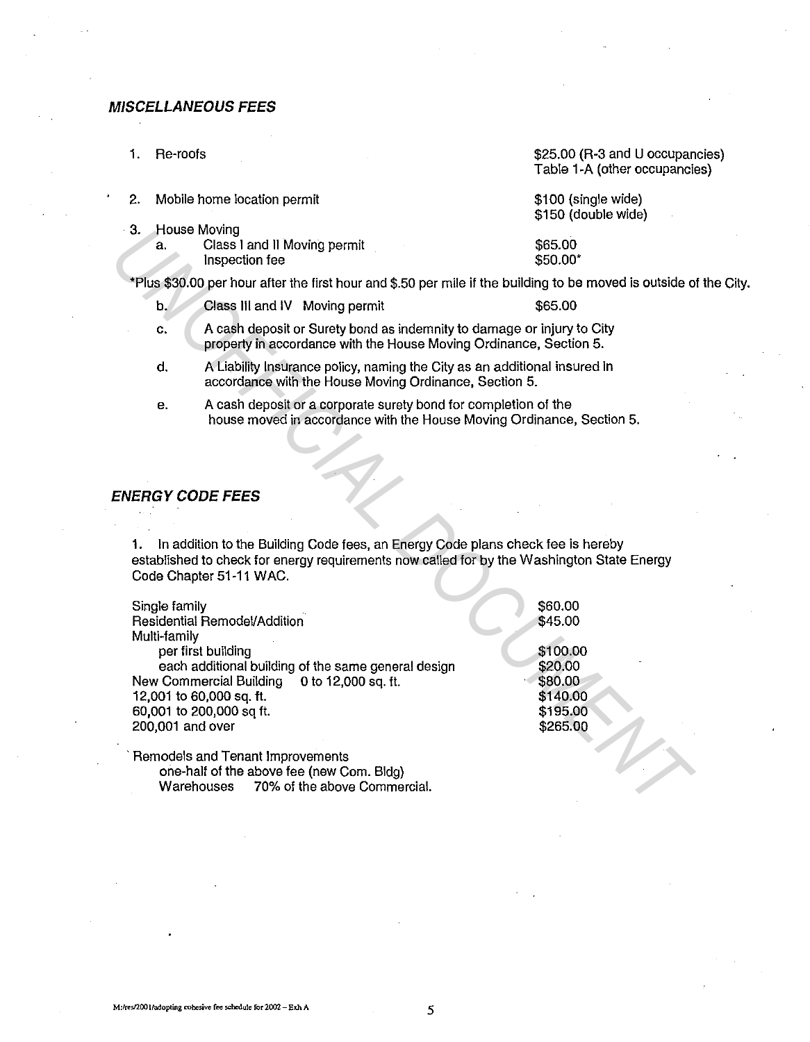### *MISCELLANEOUS FEES*

1. Re-roofs — $25.00 (R-3 and U occupancies) Table 1-A (other occupancies)

2. Mobile home location permit — $100 (single wide) $150 (double wide)

3. House Moving
   - a. Class I and II Moving permit — $65.00
     Inspection fee — $50.00*

*Plus $30.00 per hour after the first hour and $.50 per mile if the building to be moved is outside of the City.

   - b. Class III and IV Moving permit — $65.00
   - c. A cash deposit or Surety bond as indemnity to damage or injury to City property in accordance with the House Moving Ordinance, Section 5.
   - d. A Liability Insurance policy, naming the City as an additional insured in accordance with the House Moving Ordinance, Section 5.
   - e. A cash deposit or a corporate surety bond for completion of the house moved in accordance with the House Moving Ordinance, Section 5.

### *ENERGY CODE FEES*

1. In addition to the Building Code fees, an Energy Code plans check fee is hereby established to check for energy requirements now called for by the Washington State Energy Code Chapter 51-11 WAC.

| | |
|---|---|
| Single family | $60.00 |
| Residential Remodel/Addition | $45.00 |
| Multi-family | |
| per first building | $100.00 |
| each additional building of the same general design | $20.00 |
| New Commercial Building 0 to 12,000 sq. ft. | $80.00 |
| 12,001 to 60,000 sq. ft. | $140.00 |
| 60,001 to 200,000 sq ft. | $195.00 |
| 200,001 and over | $265.00 |

Remodels and Tenant Improvements
one-half of the above fee (new Com. Bldg)
Warehouses 70% of the above Commercial.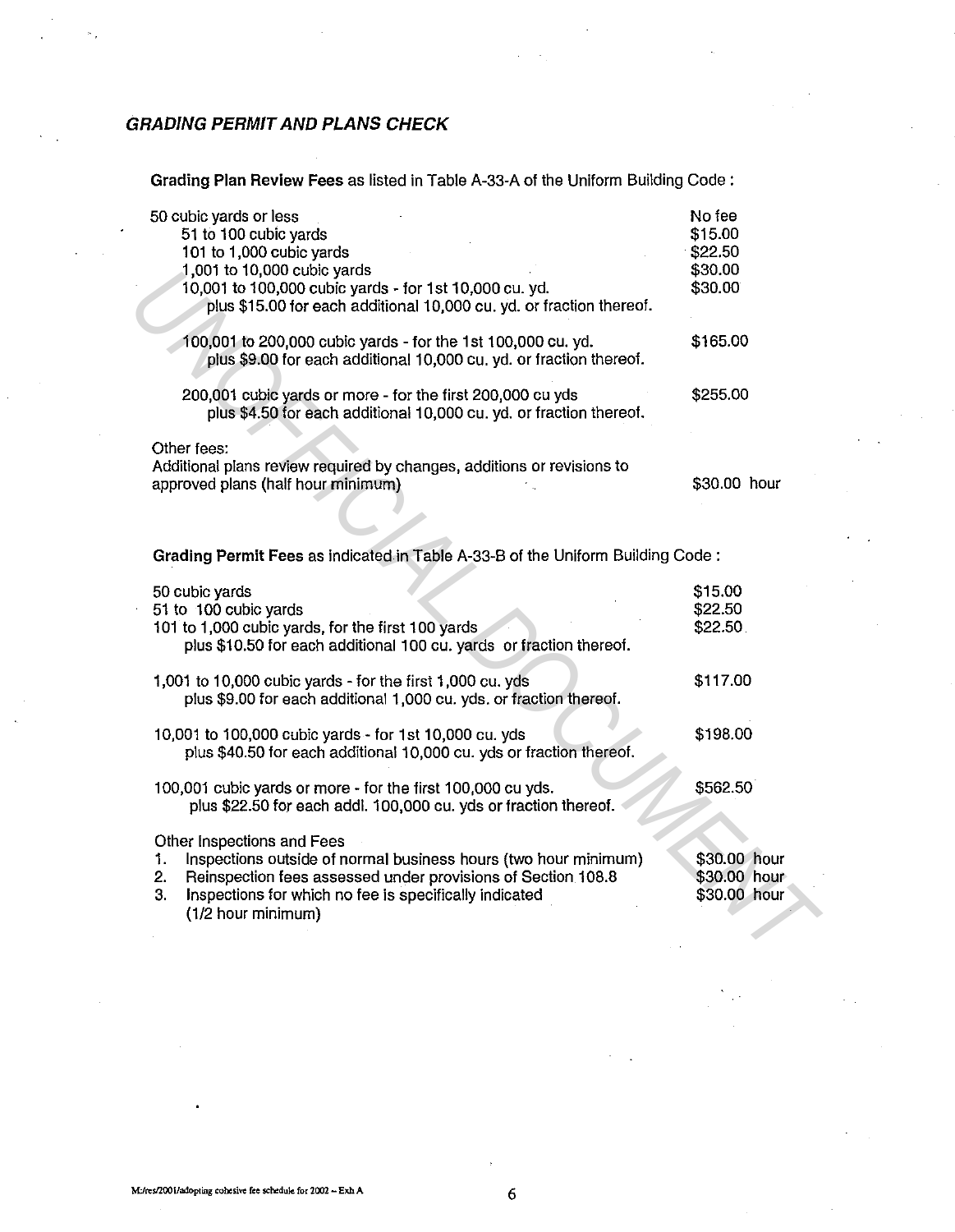### *GRADING PERMIT AND PLANS CHECK*

**Grading Plan Review Fees** as listed in Table A-33-A of the Uniform Building Code :

| | |
|---|---|
| 50 cubic yards or less | No fee |
| 51 to 100 cubic yards | $15.00 |
| 101 to 1,000 cubic yards | $22.50 |
| 1,001 to 10,000 cubic yards | $30.00 |
| 10,001 to 100,000 cubic yards - for 1st 10,000 cu. yd. plus $15.00 for each additional 10,000 cu. yd. or fraction thereof. | $30.00 |
| 100,001 to 200,000 cubic yards - for the 1st 100,000 cu. yd. plus $9.00 for each additional 10,000 cu. yd. or fraction thereof. | $165.00 |
| 200,001 cubic yards or more - for the first 200,000 cu yds plus $4.50 for each additional 10,000 cu. yd. or fraction thereof. | $255.00 |

Other fees:

| | |
|---|---|
| Additional plans review required by changes, additions or revisions to approved plans (half hour minimum) | $30.00 hour |

**Grading Permit Fees** as indicated in Table A-33-B of the Uniform Building Code :

| | |
|---|---|
| 50 cubic yards | $15.00 |
| 51 to 100 cubic yards | $22.50 |
| 101 to 1,000 cubic yards, for the first 100 yards plus $10.50 for each additional 100 cu. yards or fraction thereof. | $22.50 |
| 1,001 to 10,000 cubic yards - for the first 1,000 cu. yds plus $9.00 for each additional 1,000 cu. yds. or fraction thereof. | $117.00 |
| 10,001 to 100,000 cubic yards - for 1st 10,000 cu. yds plus $40.50 for each additional 10,000 cu. yds or fraction thereof. | $198.00 |
| 100,001 cubic yards or more - for the first 100,000 cu yds. plus $22.50 for each addl. 100,000 cu. yds or fraction thereof. | $562.50 |

Other Inspections and Fees

| | |
|---|---|
| 1. Inspections outside of normal business hours (two hour minimum) | $30.00 hour |
| 2. Reinspection fees assessed under provisions of Section 108.8 | $30.00 hour |
| 3. Inspections for which no fee is specifically indicated (1/2 hour minimum) | $30.00 hour |

M:/res/2001/adopting cohesive fee schedule for 2002 -- Exh A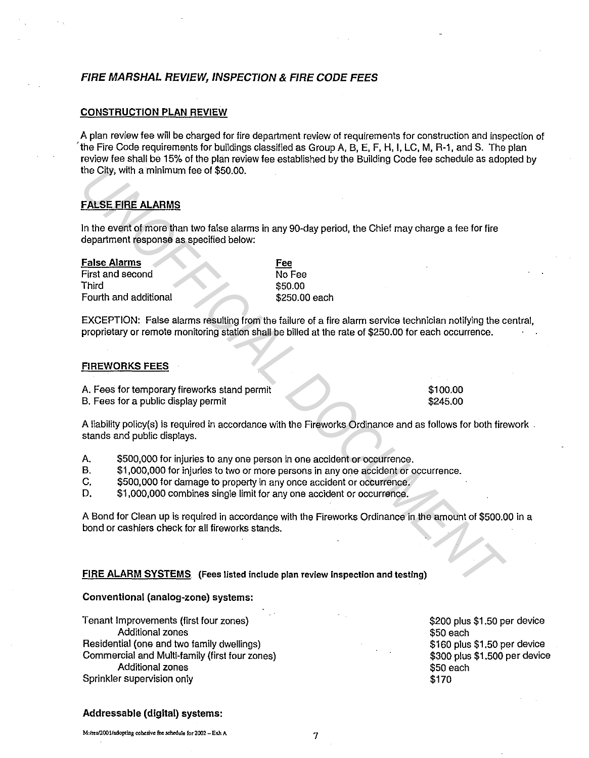## *FIRE MARSHAL REVIEW, INSPECTION & FIRE CODE FEES*

### CONSTRUCTION PLAN REVIEW

A plan review fee will be charged for fire department review of requirements for construction and inspection of the Fire Code requirements for buildings classified as Group A, B, E, F, H, I, LC, M, R-1, and S. The plan review fee shall be 15% of the plan review fee established by the Building Code fee schedule as adopted by the City, with a minimum fee of $50.00.

### FALSE FIRE ALARMS

In the event of more than two false alarms in any 90-day period, the Chief may charge a fee for fire department response as specified below:

| False Alarms | Fee |
|---|---|
| First and second | No Fee |
| Third | $50.00 |
| Fourth and additional | $250.00 each |

EXCEPTION: False alarms resulting from the failure of a fire alarm service technician notifying the central, proprietary or remote monitoring station shall be billed at the rate of $250.00 for each occurrence.

### FIREWORKS FEES

| | |
|---|---|
| A. Fees for temporary fireworks stand permit | $100.00 |
| B. Fees for a public display permit | $245.00 |

A liability policy(s) is required in accordance with the Fireworks Ordinance and as follows for both firework stands and public displays.

A. $500,000 for injuries to any one person in one accident or occurrence.
B. $1,000,000 for injuries to two or more persons in any one accident or occurrence.
C. $500,000 for damage to property in any once accident or occurrence.
D. $1,000,000 combines single limit for any one accident or occurrence.

A Bond for Clean up is required in accordance with the Fireworks Ordinance in the amount of $500.00 in a bond or cashiers check for all fireworks stands.

### FIRE ALARM SYSTEMS **(Fees listed include plan review inspection and testing)**

**Conventional (analog-zone) systems:**

| | |
|---|---|
| Tenant Improvements (first four zones) | $200 plus $1.50 per device |
| Additional zones | $50 each |
| Residential (one and two family dwellings) | $160 plus $1.50 per device |
| Commercial and Multi-family (first four zones) | $300 plus $1.500 per device |
| Additional zones | $50 each |
| Sprinkler supervision only | $170 |

**Addressable (digital) systems:**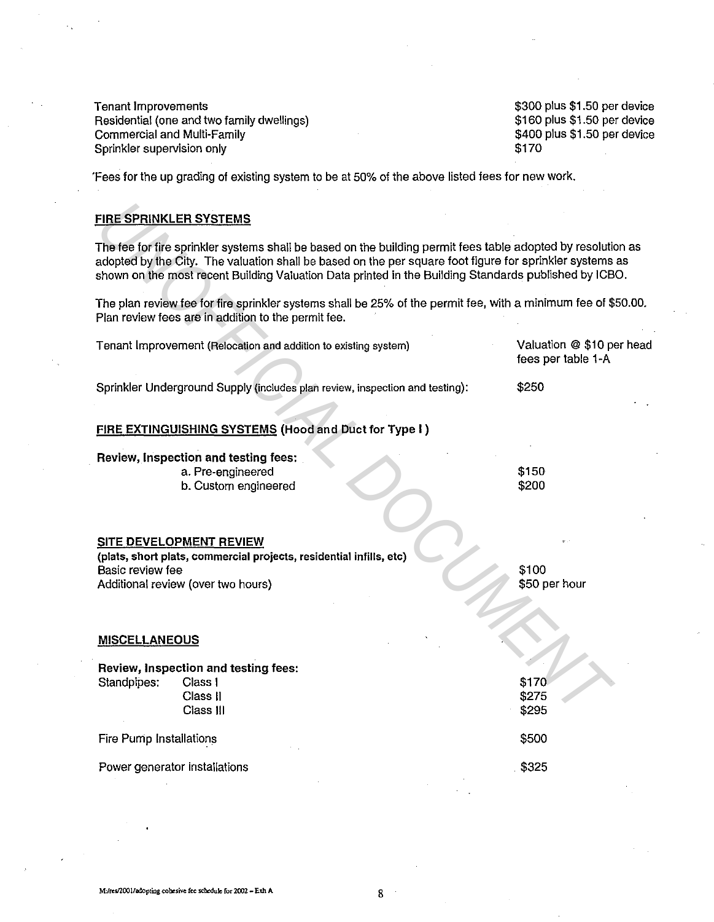| | |
|---|---|
| Tenant Improvements | $300 plus $1.50 per device |
| Residential (one and two family dwellings) | $160 plus $1.50 per device |
| Commercial and Multi-Family | $400 plus $1.50 per device |
| Sprinkler supervision only | $170 |

'Fees for the up grading of existing system to be at 50% of the above listed fees for new work.

## FIRE SPRINKLER SYSTEMS

The fee for fire sprinkler systems shall be based on the building permit fees table adopted by resolution as adopted by the City. The valuation shall be based on the per square foot figure for sprinkler systems as shown on the most recent Building Valuation Data printed in the Building Standards published by ICBO.

The plan review fee for fire sprinkler systems shall be 25% of the permit fee, with a minimum fee of $50.00. Plan review fees are in addition to the permit fee.

| | |
|---|---|
| Tenant Improvement (Relocation and addition to existing system) | Valuation @ $10 per head fees per table 1-A |
| Sprinkler Underground Supply (includes plan review, inspection and testing): | $250 |

## FIRE EXTINGUISHING SYSTEMS (Hood and Duct for Type I)

**Review, Inspection and testing fees:**

| | |
|---|---|
| a. Pre-engineered | $150 |
| b. Custom engineered | $200 |

## SITE DEVELOPMENT REVIEW

**(plats, short plats, commercial projects, residential infills, etc)**

| | |
|---|---|
| Basic review fee | $100 |
| Additional review (over two hours) | $50 per hour |

## MISCELLANEOUS

**Review, Inspection and testing fees:**

| | | |
|---|---|---|
| Standpipes: | Class I | $170 |
| | Class II | $275 |
| | Class III | $295 |

| | |
|---|---|
| Fire Pump Installations | $500 |
| Power generator installations | $325 |

M:/res/2001/adopting cohesive fee schedule for 2002 – Exh A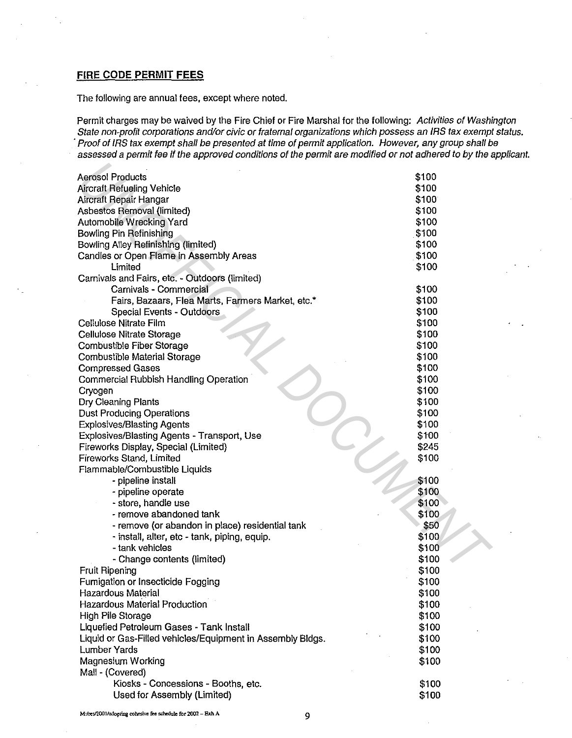## FIRE CODE PERMIT FEES

The following are annual fees, except where noted.

Permit charges may be waived by the Fire Chief or Fire Marshal for the following: *Activities of Washington State non-profit corporations and/or civic or fraternal organizations which possess an IRS tax exempt status. Proof of IRS tax exempt shall be presented at time of permit application. However, any group shall be assessed a permit fee if the approved conditions of the permit are modified or not adhered to by the applicant.*

| | |
|---|---|
| Aerosol Products | $100 |
| Aircraft Refueling Vehicle | $100 |
| Aircraft Repair Hangar | $100 |
| Asbestos Removal (limited) | $100 |
| Automobile Wrecking Yard | $100 |
| Bowling Pin Refinishing | $100 |
| Bowling Alley Refinishing (limited) | $100 |
| Candles or Open Flame in Assembly Areas | $100 |
| Limited | $100 |
| Carnivals and Fairs, etc. - Outdoors (limited) | |
| Carnivals - Commercial | $100 |
| Fairs, Bazaars, Flea Marts, Farmers Market, etc.* | $100 |
| Special Events - Outdoors | $100 |
| Cellulose Nitrate Film | $100 |
| Cellulose Nitrate Storage | $100 |
| Combustible Fiber Storage | $100 |
| Combustible Material Storage | $100 |
| Compressed Gases | $100 |
| Commercial Rubbish Handling Operation | $100 |
| Cryogen | $100 |
| Dry Cleaning Plants | $100 |
| Dust Producing Operations | $100 |
| Explosives/Blasting Agents | $100 |
| Explosives/Blasting Agents - Transport, Use | $100 |
| Fireworks Display, Special (Limited) | $245 |
| Fireworks Stand, Limited | $100 |
| Flammable/Combustible Liquids | |
| - pipeline install | $100 |
| - pipeline operate | $100 |
| - store, handle use | $100 |
| - remove abandoned tank | $100 |
| - remove (or abandon in place) residential tank | $50 |
| - install, alter, etc - tank, piping, equip. | $100 |
| - tank vehicles | $100 |
| - Change contents (limited) | $100 |
| Fruit Ripening | $100 |
| Fumigation or Insecticide Fogging | $100 |
| Hazardous Material | $100 |
| Hazardous Material Production | $100 |
| High Pile Storage | $100 |
| Liquefied Petroleum Gases - Tank Install | $100 |
| Liquid or Gas-Filled vehicles/Equipment in Assembly Bldgs. | $100 |
| Lumber Yards | $100 |
| Magnesium Working | $100 |
| Mall - (Covered) | |
| Kiosks - Concessions - Booths, etc. | $100 |
| Used for Assembly (Limited) | $100 |

M:/res/2001/adopting cohesive fee schedule for 2002 – Exh A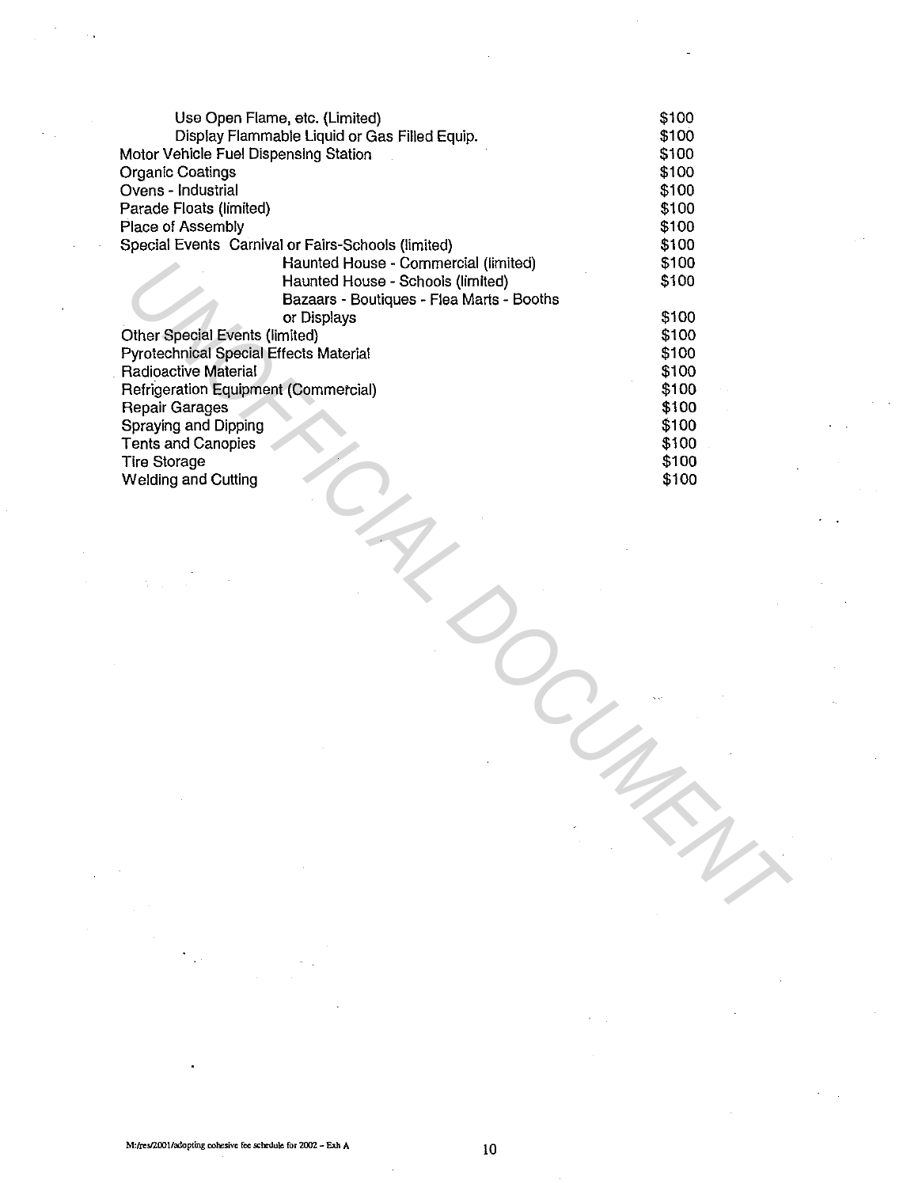| | |
|---|---|
| Use Open Flame, etc. (Limited) | $100 |
| Display Flammable Liquid or Gas Filled Equip. | $100 |
| Motor Vehicle Fuel Dispensing Station | $100 |
| Organic Coatings | $100 |
| Ovens - Industrial | $100 |
| Parade Floats (limited) | $100 |
| Place of Assembly | $100 |
| Special Events Carnival or Fairs-Schools (limited) | $100 |
| Haunted House - Commercial (limited) | $100 |
| Haunted House - Schools (limited) | $100 |
| Bazaars - Boutiques - Flea Marts - Booths or Displays | $100 |
| Other Special Events (limited) | $100 |
| Pyrotechnical Special Effects Material | $100 |
| Radioactive Material | $100 |
| Refrigeration Equipment (Commercial) | $100 |
| Repair Garages | $100 |
| Spraying and Dipping | $100 |
| Tents and Canopies | $100 |
| Tire Storage | $100 |
| Welding and Cutting | $100 |

M:/res/2001/adopting cohesive fee schedule for 2002 – Exh A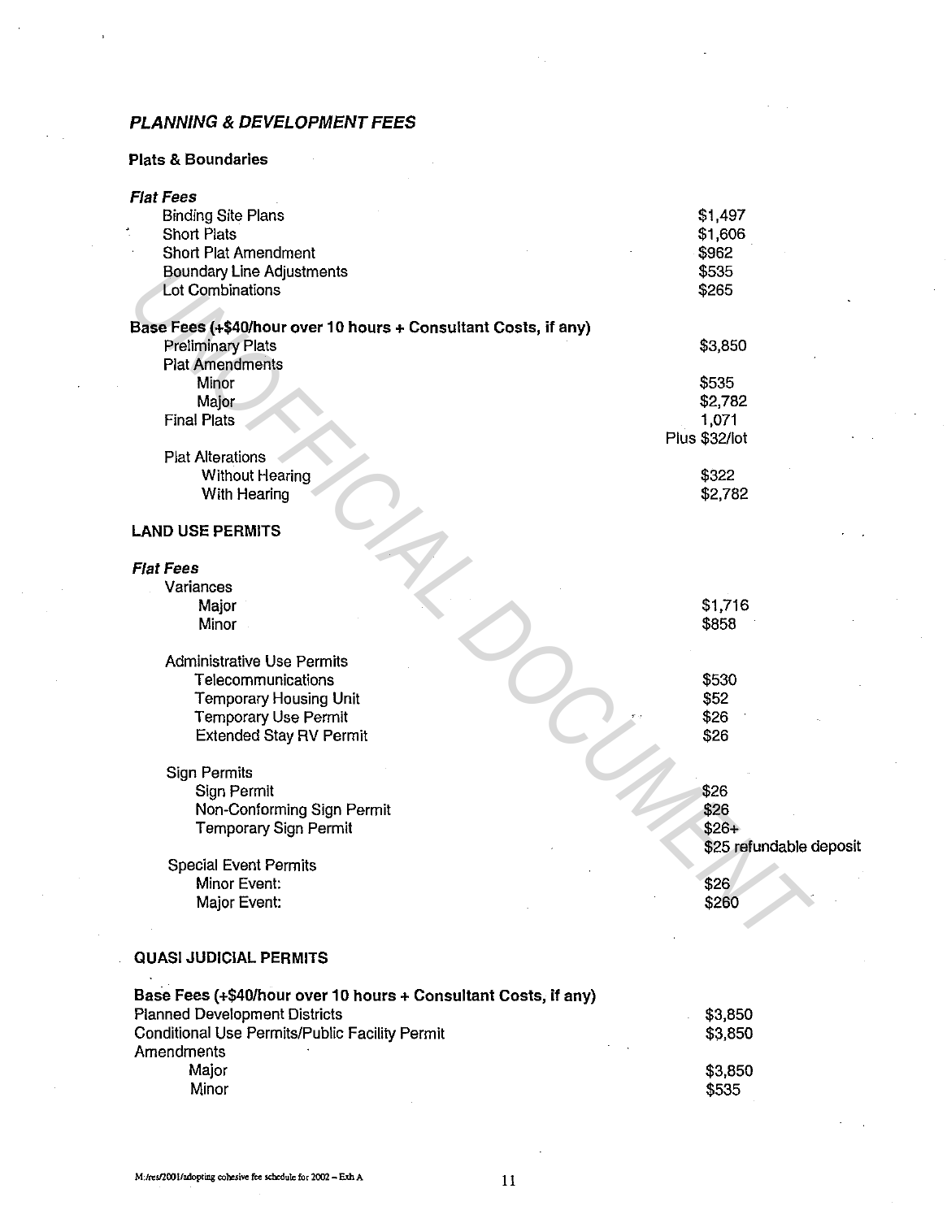### *PLANNING & DEVELOPMENT FEES*

**Plats & Boundaries**

***Flat Fees***

| | |
|---|---|
| Binding Site Plans | $1,497 |
| Short Plats | $1,606 |
| Short Plat Amendment | $962 |
| Boundary Line Adjustments | $535 |
| Lot Combinations | $265 |

**Base Fees (+$40/hour over 10 hours + Consultant Costs, if any)**

| | |
|---|---|
| Preliminary Plats | $3,850 |
| Plat Amendments | |
| Minor | $535 |
| Major | $2,782 |
| Final Plats | 1,071 Plus $32/lot |
| Plat Alterations | |
| Without Hearing | $322 |
| With Hearing | $2,782 |

**LAND USE PERMITS**

***Flat Fees***

| | |
|---|---|
| Variances | |
| Major | $1,716 |
| Minor | $858 |
| Administrative Use Permits | |
| Telecommunications | $530 |
| Temporary Housing Unit | $52 |
| Temporary Use Permit | $26 |
| Extended Stay RV Permit | $26 |
| Sign Permits | |
| Sign Permit | $26 |
| Non-Conforming Sign Permit | $26 |
| Temporary Sign Permit | $26+ $25 refundable deposit |
| Special Event Permits | |
| Minor Event: | $26 |
| Major Event: | $260 |

**QUASI JUDICIAL PERMITS**

**Base Fees (+$40/hour over 10 hours + Consultant Costs, if any)**

| | |
|---|---|
| Planned Development Districts | $3,850 |
| Conditional Use Permits/Public Facility Permit | $3,850 |
| Amendments | |
| Major | $3,850 |
| Minor | $535 |

M:/res/2001/adopting cohesive fee schedule for 2002 – Exh A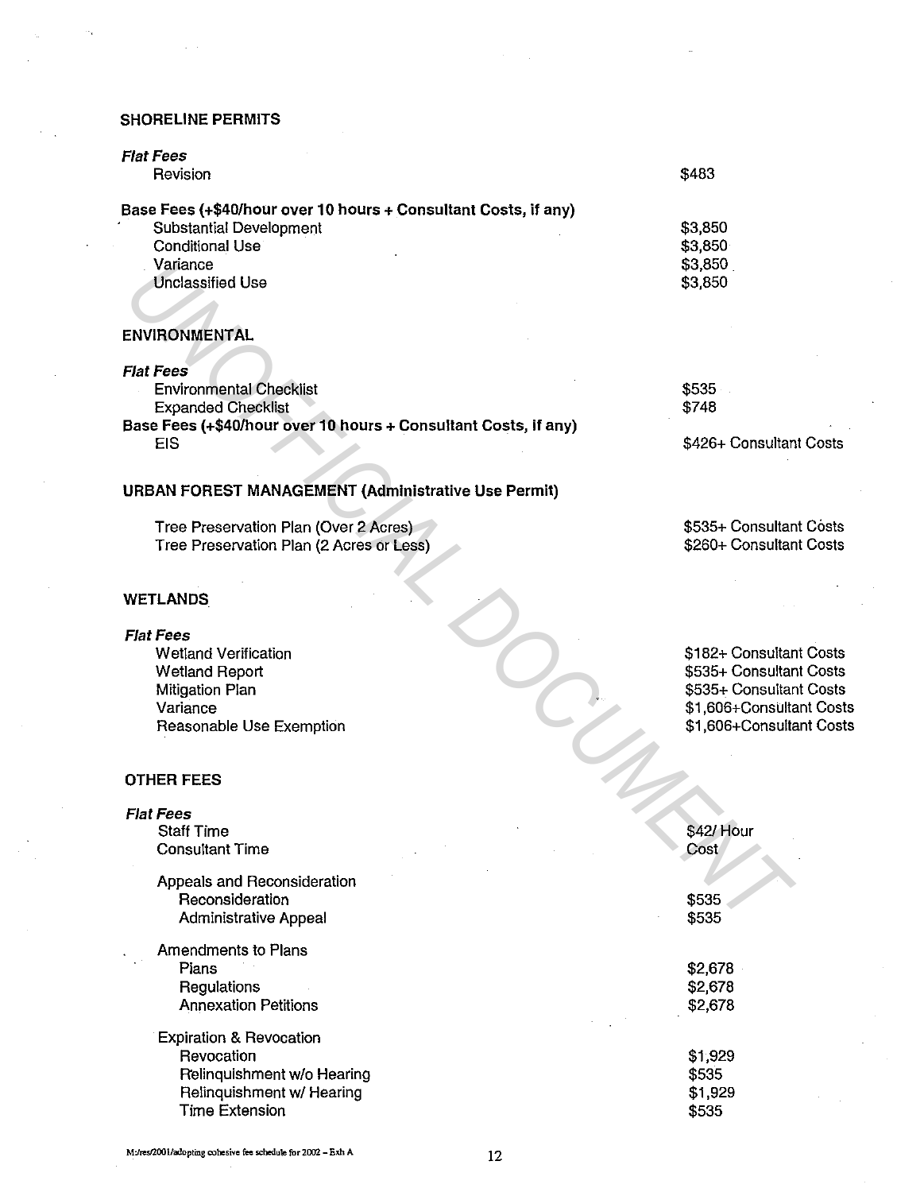## SHORELINE PERMITS

| | |
|---|---|
| ***Flat Fees*** | |
| Revision | $483 |
| **Base Fees (+$40/hour over 10 hours + Consultant Costs, if any)** | |
| Substantial Development | $3,850 |
| Conditional Use | $3,850 |
| Variance | $3,850 |
| Unclassified Use | $3,850 |

## ENVIRONMENTAL

| | |
|---|---|
| ***Flat Fees*** | |
| Environmental Checklist | $535 |
| Expanded Checklist | $748 |
| **Base Fees (+$40/hour over 10 hours + Consultant Costs, if any)** | |
| EIS | $426+ Consultant Costs |

## URBAN FOREST MANAGEMENT (Administrative Use Permit)

| | |
|---|---|
| Tree Preservation Plan (Over 2 Acres) | $535+ Consultant Costs |
| Tree Preservation Plan (2 Acres or Less) | $260+ Consultant Costs |

## WETLANDS

| | |
|---|---|
| ***Flat Fees*** | |
| Wetland Verification | $182+ Consultant Costs |
| Wetland Report | $535+ Consultant Costs |
| Mitigation Plan | $535+ Consultant Costs |
| Variance | $1,606+Consultant Costs |
| Reasonable Use Exemption | $1,606+Consultant Costs |

## OTHER FEES

| | |
|---|---|
| ***Flat Fees*** | |
| Staff Time | $42/ Hour |
| Consultant Time | Cost |
| Appeals and Reconsideration | |
| Reconsideration | $535 |
| Administrative Appeal | $535 |
| Amendments to Plans | |
| Plans | $2,678 |
| Regulations | $2,678 |
| Annexation Petitions | $2,678 |
| Expiration & Revocation | |
| Revocation | $1,929 |
| Relinquishment w/o Hearing | $535 |
| Relinquishment w/ Hearing | $1,929 |
| Time Extension | $535 |

M:/res/2001/adopting cohesive fee schedule for 2002 – Exh A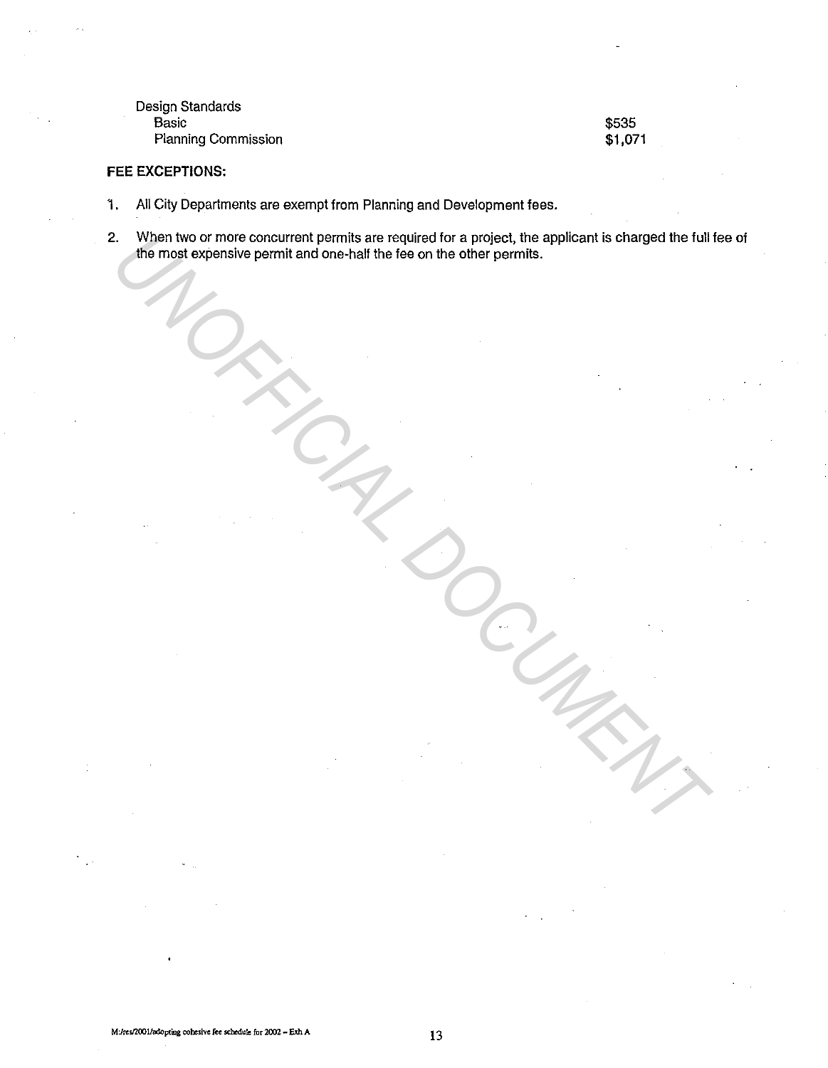| Design Standards | |
| --- | --- |
| Basic | $535 |
| Planning Commission | $1,071 |

**FEE EXCEPTIONS:**

1. All City Departments are exempt from Planning and Development fees.
2. When two or more concurrent permits are required for a project, the applicant is charged the full fee of the most expensive permit and one-half the fee on the other permits.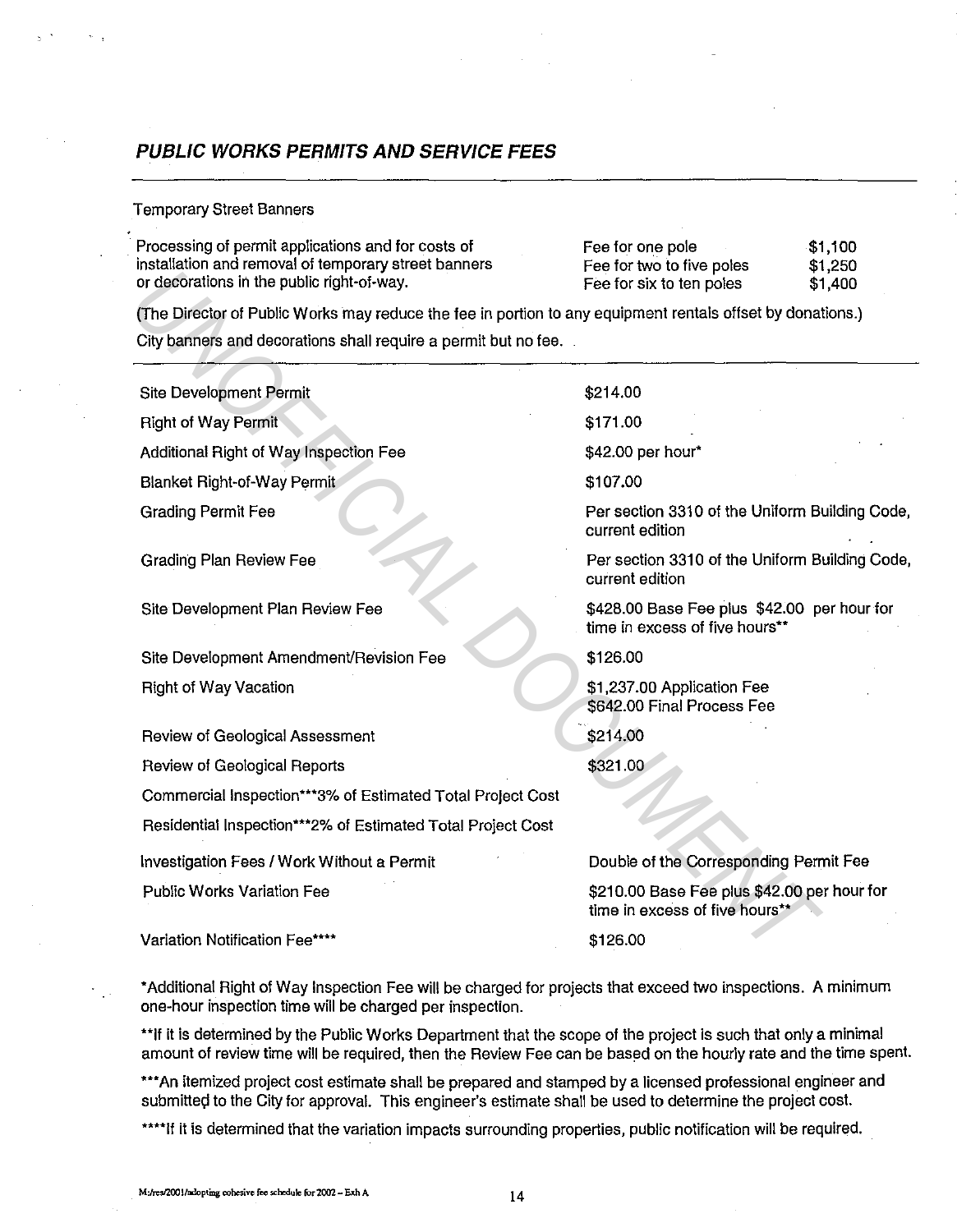## *PUBLIC WORKS PERMITS AND SERVICE FEES*

Temporary Street Banners

| | | |
|---|---|---|
| Processing of permit applications and for costs of installation and removal of temporary street banners or decorations in the public right-of-way. | Fee for one pole | $1,100 |
| | Fee for two to five poles | $1,250 |
| | Fee for six to ten poles | $1,400 |

(The Director of Public Works may reduce the fee in portion to any equipment rentals offset by donations.)

City banners and decorations shall require a permit but no fee.

| | |
|---|---|
| Site Development Permit | $214.00 |
| Right of Way Permit | $171.00 |
| Additional Right of Way Inspection Fee | $42.00 per hour* |
| Blanket Right-of-Way Permit | $107.00 |
| Grading Permit Fee | Per section 3310 of the Uniform Building Code, current edition |
| Grading Plan Review Fee | Per section 3310 of the Uniform Building Code, current edition |
| Site Development Plan Review Fee | $428.00 Base Fee plus $42.00 per hour for time in excess of five hours** |
| Site Development Amendment/Revision Fee | $126.00 |
| Right of Way Vacation | $1,237.00 Application Fee<br>$642.00 Final Process Fee |
| Review of Geological Assessment | $214.00 |
| Review of Geological Reports | $321.00 |
| Commercial Inspection***3% of Estimated Total Project Cost | |
| Residential Inspection***2% of Estimated Total Project Cost | |
| Investigation Fees / Work Without a Permit | Double of the Corresponding Permit Fee |
| Public Works Variation Fee | $210.00 Base Fee plus $42.00 per hour for time in excess of five hours** |
| Variation Notification Fee**** | $126.00 |

*Additional Right of Way Inspection Fee will be charged for projects that exceed two inspections. A minimum one-hour inspection time will be charged per inspection.

**If it is determined by the Public Works Department that the scope of the project is such that only a minimal amount of review time will be required, then the Review Fee can be based on the hourly rate and the time spent.

***An itemized project cost estimate shall be prepared and stamped by a licensed professional engineer and submitted to the City for approval. This engineer's estimate shall be used to determine the project cost.

****If it is determined that the variation impacts surrounding properties, public notification will be required.

M:/res/2001/adopting cohesive fee schedule for 2002 – Exh A